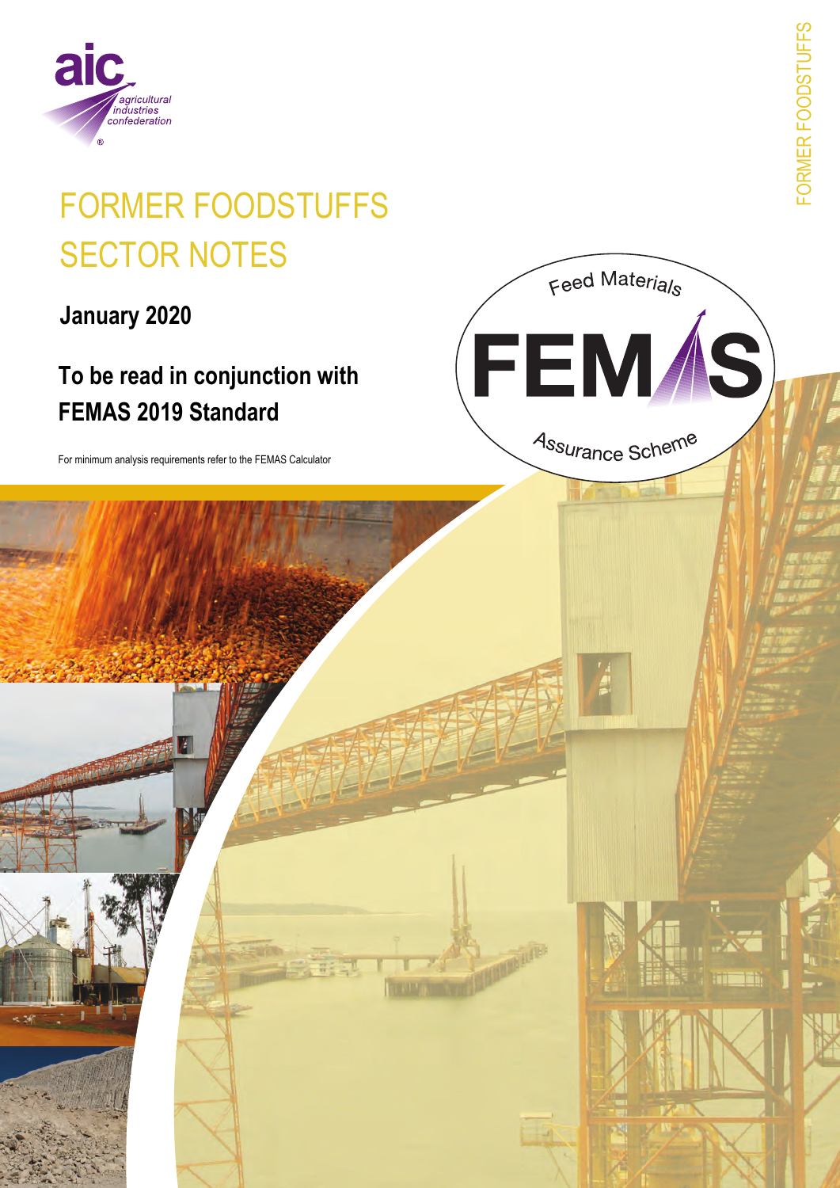# FORMER FOODSTUFFS SECTOR NOTES

**January 2020**

## To be read in conjunction with FEMAS 2019 Standard

For minimum analysis requirements refer to the FEMAS Calculator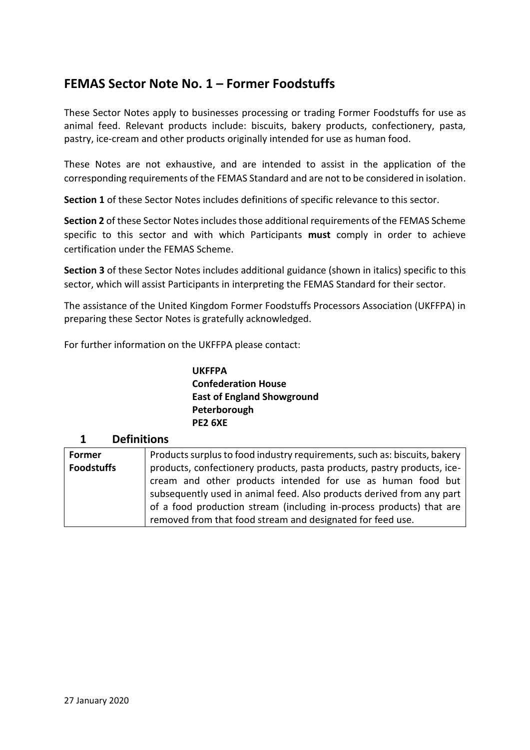## FEMAS Sector Note No. 1 – Former Foodstuffs

These Sector Notes apply to businesses processing or trading Former Foodstuffs for use as animal feed. Relevant products include: biscuits, bakery products, confectionery, pasta, pastry, ice-cream and other products originally intended for use as human food.

These Notes are not exhaustive, and are intended to assist in the application of the corresponding requirements of the FEMAS Standard and are not to be considered in isolation.

**Section 1** of these Sector Notes includes definitions of specific relevance to this sector.

**Section 2** of these Sector Notes includes those additional requirements of the FEMAS Scheme specific to this sector and with which Participants **must** comply in order to achieve certification under the FEMAS Scheme.

**Section 3** of these Sector Notes includes additional guidance (shown in italics) specific to this sector, which will assist Participants in interpreting the FEMAS Standard for their sector.

The assistance of the United Kingdom Former Foodstuffs Processors Association (UKFFPA) in preparing these Sector Notes is gratefully acknowledged.

For further information on the UKFFPA please contact:

**UKFFPA**
**Confederation House**
**East of England Showground**
**Peterborough**
**PE2 6XE**

### 1 Definitions

| | |
|---|---|
| **Former Foodstuffs** | Products surplus to food industry requirements, such as: biscuits, bakery products, confectionery products, pasta products, pastry products, ice-cream and other products intended for use as human food but subsequently used in animal feed. Also products derived from any part of a food production stream (including in-process products) that are removed from that food stream and designated for feed use. |

27 January 2020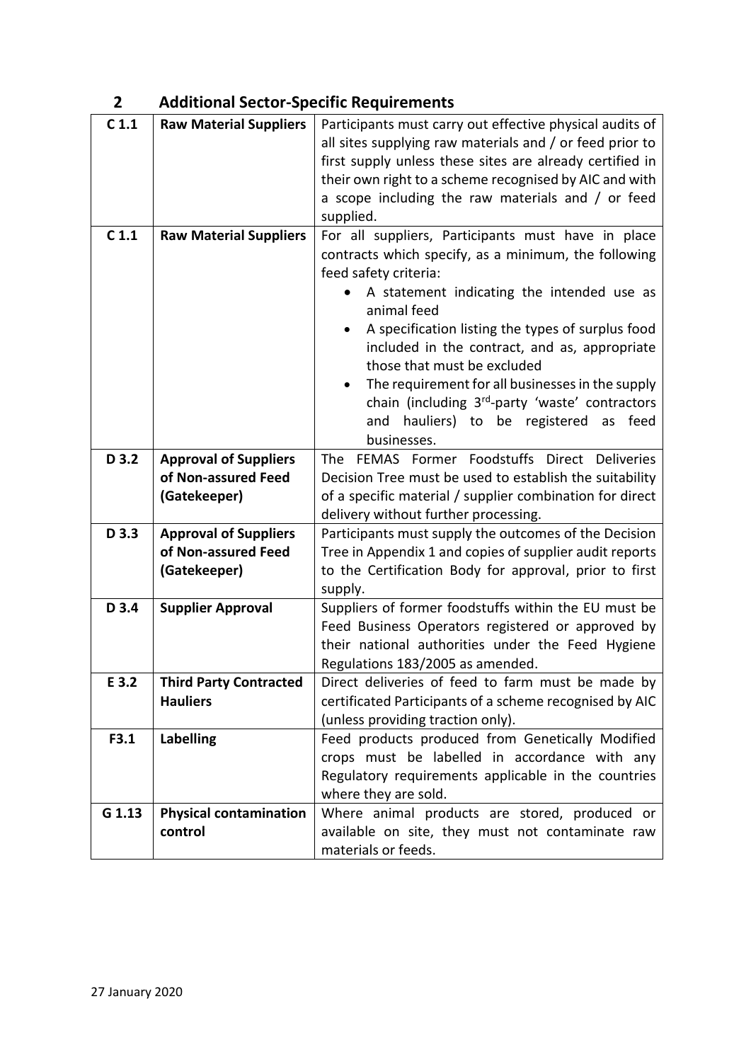## 2 Additional Sector-Specific Requirements

| | | |
|---|---|---|
| **C 1.1** | **Raw Material Suppliers** | Participants must carry out effective physical audits of all sites supplying raw materials and / or feed prior to first supply unless these sites are already certified in their own right to a scheme recognised by AIC and with a scope including the raw materials and / or feed supplied. |
| **C 1.1** | **Raw Material Suppliers** | For all suppliers, Participants must have in place contracts which specify, as a minimum, the following feed safety criteria:<br>• A statement indicating the intended use as animal feed<br>• A specification listing the types of surplus food included in the contract, and as, appropriate those that must be excluded<br>• The requirement for all businesses in the supply chain (including 3rd-party 'waste' contractors and hauliers) to be registered as feed businesses. |
| **D 3.2** | **Approval of Suppliers of Non-assured Feed (Gatekeeper)** | The FEMAS Former Foodstuffs Direct Deliveries Decision Tree must be used to establish the suitability of a specific material / supplier combination for direct delivery without further processing. |
| **D 3.3** | **Approval of Suppliers of Non-assured Feed (Gatekeeper)** | Participants must supply the outcomes of the Decision Tree in Appendix 1 and copies of supplier audit reports to the Certification Body for approval, prior to first supply. |
| **D 3.4** | **Supplier Approval** | Suppliers of former foodstuffs within the EU must be Feed Business Operators registered or approved by their national authorities under the Feed Hygiene Regulations 183/2005 as amended. |
| **E 3.2** | **Third Party Contracted Hauliers** | Direct deliveries of feed to farm must be made by certificated Participants of a scheme recognised by AIC (unless providing traction only). |
| **F3.1** | **Labelling** | Feed products produced from Genetically Modified crops must be labelled in accordance with any Regulatory requirements applicable in the countries where they are sold. |
| **G 1.13** | **Physical contamination control** | Where animal products are stored, produced or available on site, they must not contaminate raw materials or feeds. |

27 January 2020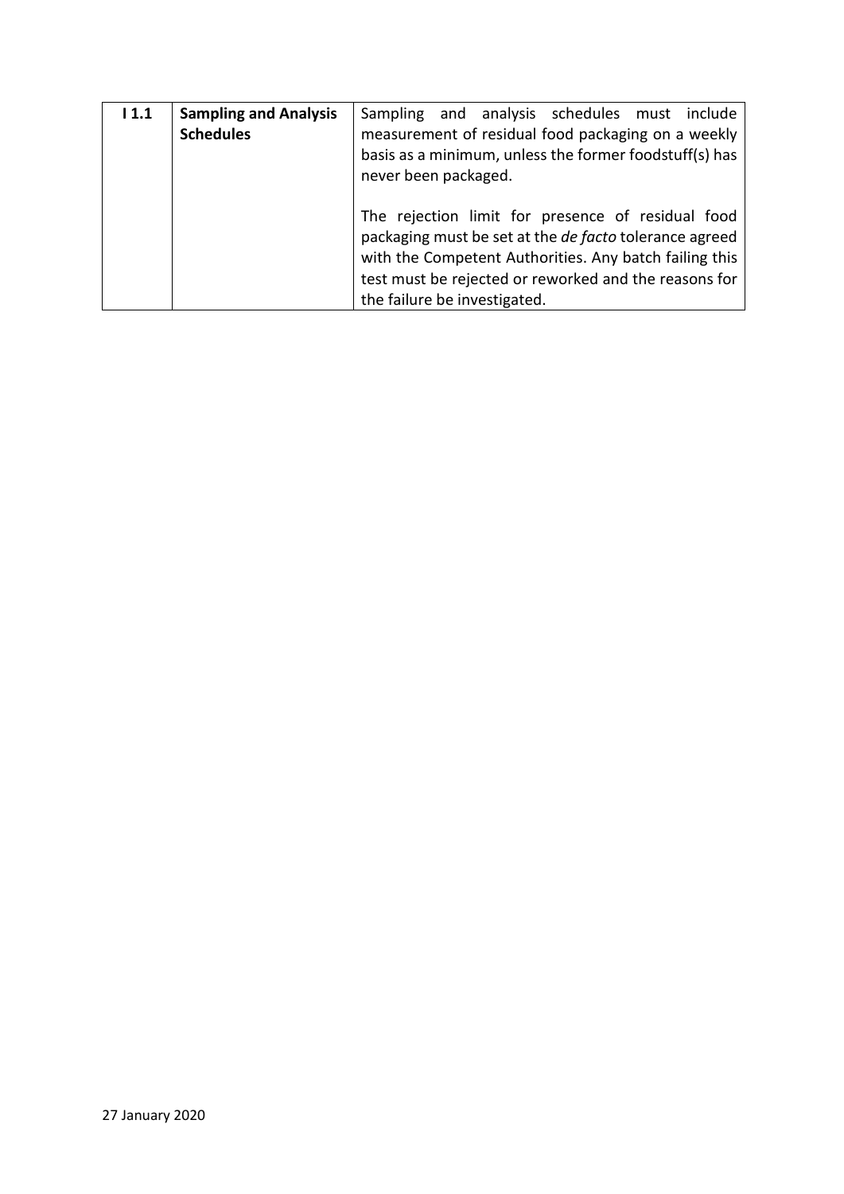| I 1.1 | **Sampling and Analysis Schedules** | Sampling and analysis schedules must include measurement of residual food packaging on a weekly basis as a minimum, unless the former foodstuff(s) has never been packaged.<br><br>The rejection limit for presence of residual food packaging must be set at the *de facto* tolerance agreed with the Competent Authorities. Any batch failing this test must be rejected or reworked and the reasons for the failure be investigated. |
|---|---|---|

27 January 2020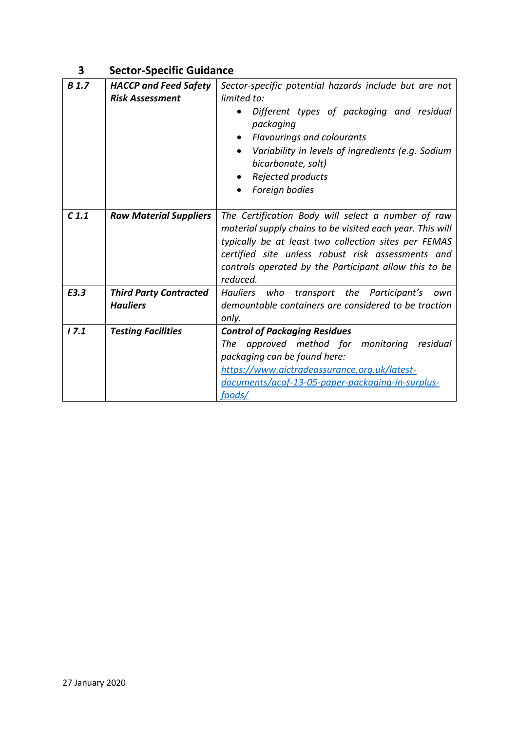## 3 Sector-Specific Guidance

| | | |
|---|---|---|
| ***B 1.7*** | ***HACCP and Feed Safety Risk Assessment*** | *Sector-specific potential hazards include but are not limited to:*<br>• *Different types of packaging and residual packaging*<br>• *Flavourings and colourants*<br>• *Variability in levels of ingredients (e.g. Sodium bicarbonate, salt)*<br>• *Rejected products*<br>• *Foreign bodies* |
| ***C 1.1*** | ***Raw Material Suppliers*** | *The Certification Body will select a number of raw material supply chains to be visited each year. This will typically be at least two collection sites per FEMAS certified site unless robust risk assessments and controls operated by the Participant allow this to be reduced.* |
| ***E3.3*** | ***Third Party Contracted Hauliers*** | *Hauliers who transport the Participant's own demountable containers are considered to be traction only.* |
| ***I 7.1*** | ***Testing Facilities*** | ***Control of Packaging Residues***<br>*The approved method for monitoring residual packaging can be found here:*<br>*https://www.aictradeassurance.org.uk/latest-documents/acaf-13-05-paper-packaging-in-surplus-foods/* |

27 January 2020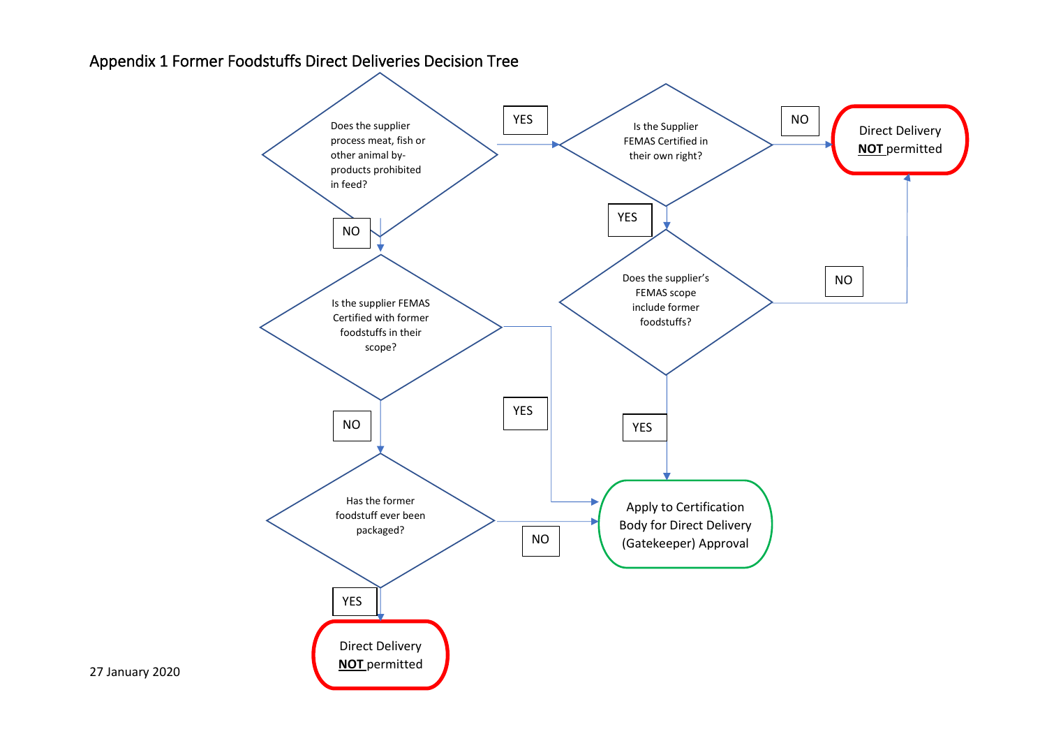Appendix 1 Former Foodstuffs Direct Deliveries Decision Tree

Does the supplier process meat, fish or other animal by-products prohibited in feed?

YES

Is the Supplier FEMAS Certified in their own right?

NO

Direct Delivery **NOT** permitted

YES

Does the supplier's FEMAS scope include former foodstuffs?

NO

YES

NO

Is the supplier FEMAS Certified with former foodstuffs in their scope?

YES

NO

Has the former foodstuff ever been packaged?

NO

Apply to Certification Body for Direct Delivery (Gatekeeper) Approval

YES

Direct Delivery **NOT** permitted

27 January 2020